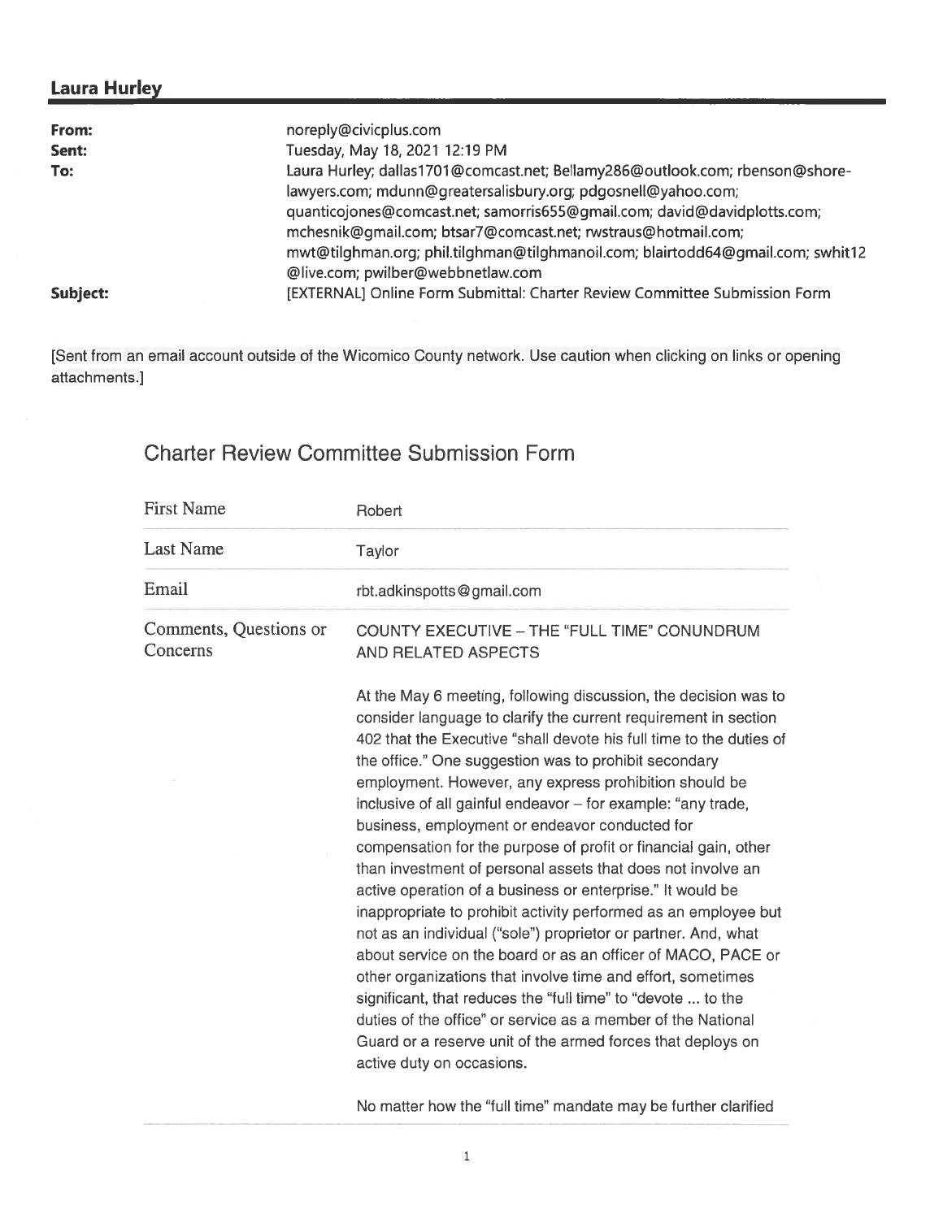## Laura Hurley

| | |
|---|---|
| **From:** | noreply@civicplus.com |
| **Sent:** | Tuesday, May 18, 2021 12:19 PM |
| **To:** | Laura Hurley; dallas1701@comcast.net; Bellamy286@outlook.com; rbenson@shore-lawyers.com; mdunn@greatersalisbury.org; pdgosnell@yahoo.com; quanticojones@comcast.net; samorris655@gmail.com; david@davidplotts.com; mchesnik@gmail.com; btsar7@comcast.net; rwstraus@hotmail.com; mwt@tilghman.org; phil.tilghman@tilghmanoil.com; blairtodd64@gmail.com; swhit12@live.com; pwilber@webbnetlaw.com |
| **Subject:** | [EXTERNAL] Online Form Submittal: Charter Review Committee Submission Form |

[Sent from an email account outside of the Wicomico County network. Use caution when clicking on links or opening attachments.]

# Charter Review Committee Submission Form

| | |
|---|---|
| First Name | Robert |
| Last Name | Taylor |
| Email | rbt.adkinspotts@gmail.com |
| Comments, Questions or Concerns | COUNTY EXECUTIVE – THE "FULL TIME" CONUNDRUM AND RELATED ASPECTS<br><br>At the May 6 meeting, following discussion, the decision was to consider language to clarify the current requirement in section 402 that the Executive "shall devote his full time to the duties of the office." One suggestion was to prohibit secondary employment. However, any express prohibition should be inclusive of all gainful endeavor – for example: "any trade, business, employment or endeavor conducted for compensation for the purpose of profit or financial gain, other than investment of personal assets that does not involve an active operation of a business or enterprise." It would be inappropriate to prohibit activity performed as an employee but not as an individual ("sole") proprietor or partner. And, what about service on the board or as an officer of MACO, PACE or other organizations that involve time and effort, sometimes significant, that reduces the "full time" to "devote ... to the duties of the office" or service as a member of the National Guard or a reserve unit of the armed forces that deploys on active duty on occasions.<br><br>No matter how the "full time" mandate may be further clarified |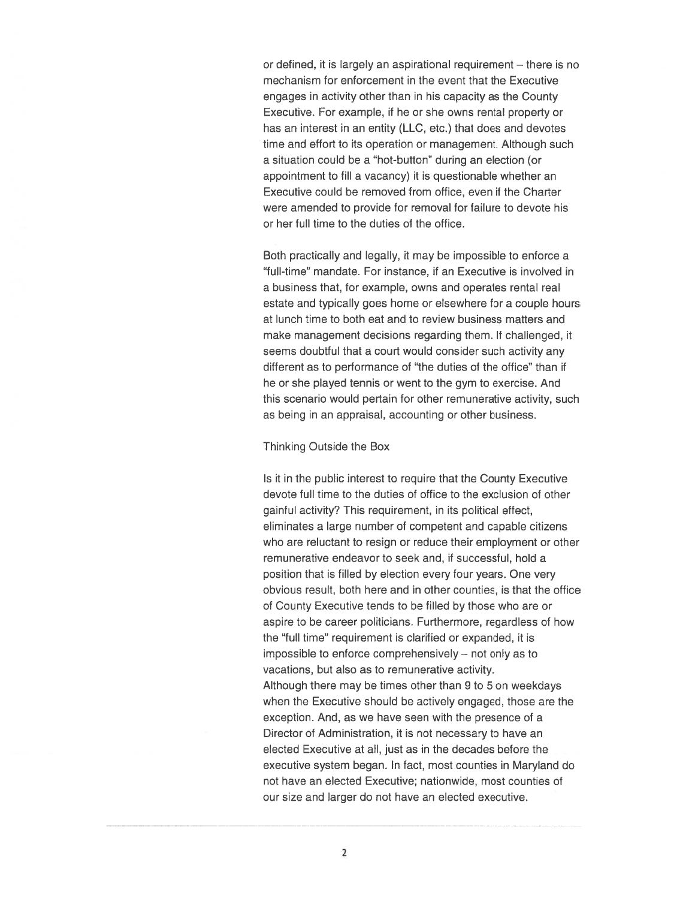or defined, it is largely an aspirational requirement – there is no mechanism for enforcement in the event that the Executive engages in activity other than in his capacity as the County Executive. For example, if he or she owns rental property or has an interest in an entity (LLC, etc.) that does and devotes time and effort to its operation or management. Although such a situation could be a "hot-button" during an election (or appointment to fill a vacancy) it is questionable whether an Executive could be removed from office, even if the Charter were amended to provide for removal for failure to devote his or her full time to the duties of the office.

Both practically and legally, it may be impossible to enforce a "full-time" mandate. For instance, if an Executive is involved in a business that, for example, owns and operates rental real estate and typically goes home or elsewhere for a couple hours at lunch time to both eat and to review business matters and make management decisions regarding them. If challenged, it seems doubtful that a court would consider such activity any different as to performance of "the duties of the office" than if he or she played tennis or went to the gym to exercise. And this scenario would pertain for other remunerative activity, such as being in an appraisal, accounting or other business.

Thinking Outside the Box

Is it in the public interest to require that the County Executive devote full time to the duties of office to the exclusion of other gainful activity? This requirement, in its political effect, eliminates a large number of competent and capable citizens who are reluctant to resign or reduce their employment or other remunerative endeavor to seek and, if successful, hold a position that is filled by election every four years. One very obvious result, both here and in other counties, is that the office of County Executive tends to be filled by those who are or aspire to be career politicians. Furthermore, regardless of how the "full time" requirement is clarified or expanded, it is impossible to enforce comprehensively – not only as to vacations, but also as to remunerative activity.

Although there may be times other than 9 to 5 on weekdays when the Executive should be actively engaged, those are the exception. And, as we have seen with the presence of a Director of Administration, it is not necessary to have an elected Executive at all, just as in the decades before the executive system began. In fact, most counties in Maryland do not have an elected Executive; nationwide, most counties of our size and larger do not have an elected executive.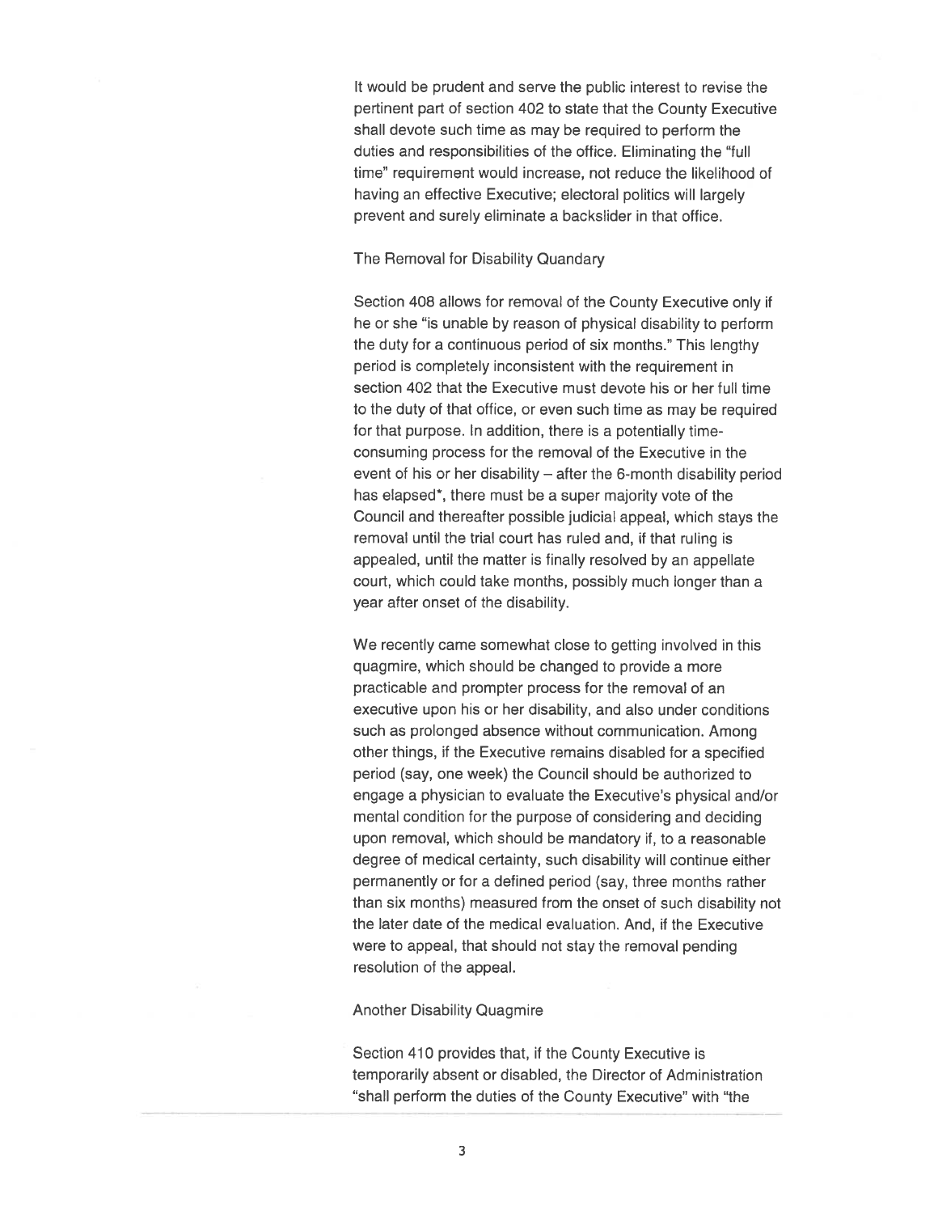It would be prudent and serve the public interest to revise the pertinent part of section 402 to state that the County Executive shall devote such time as may be required to perform the duties and responsibilities of the office. Eliminating the "full time" requirement would increase, not reduce the likelihood of having an effective Executive; electoral politics will largely prevent and surely eliminate a backslider in that office.

### The Removal for Disability Quandary

Section 408 allows for removal of the County Executive only if he or she "is unable by reason of physical disability to perform the duty for a continuous period of six months." This lengthy period is completely inconsistent with the requirement in section 402 that the Executive must devote his or her full time to the duty of that office, or even such time as may be required for that purpose. In addition, there is a potentially time-consuming process for the removal of the Executive in the event of his or her disability – after the 6-month disability period has elapsed*, there must be a super majority vote of the Council and thereafter possible judicial appeal, which stays the removal until the trial court has ruled and, if that ruling is appealed, until the matter is finally resolved by an appellate court, which could take months, possibly much longer than a year after onset of the disability.

We recently came somewhat close to getting involved in this quagmire, which should be changed to provide a more practicable and prompter process for the removal of an executive upon his or her disability, and also under conditions such as prolonged absence without communication. Among other things, if the Executive remains disabled for a specified period (say, one week) the Council should be authorized to engage a physician to evaluate the Executive's physical and/or mental condition for the purpose of considering and deciding upon removal, which should be mandatory if, to a reasonable degree of medical certainty, such disability will continue either permanently or for a defined period (say, three months rather than six months) measured from the onset of such disability not the later date of the medical evaluation. And, if the Executive were to appeal, that should not stay the removal pending resolution of the appeal.

### Another Disability Quagmire

Section 410 provides that, if the County Executive is temporarily absent or disabled, the Director of Administration "shall perform the duties of the County Executive" with "the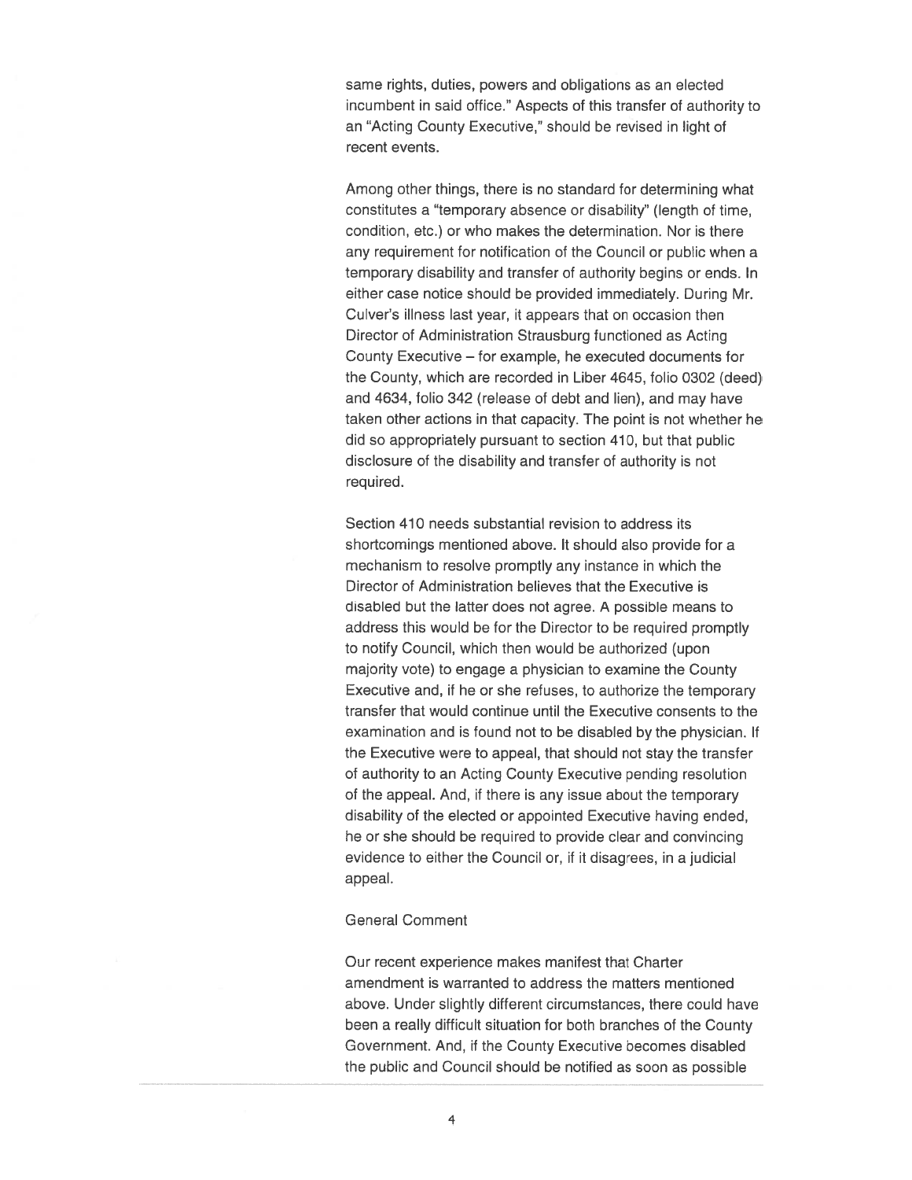same rights, duties, powers and obligations as an elected incumbent in said office." Aspects of this transfer of authority to an "Acting County Executive," should be revised in light of recent events.

Among other things, there is no standard for determining what constitutes a "temporary absence or disability" (length of time, condition, etc.) or who makes the determination. Nor is there any requirement for notification of the Council or public when a temporary disability and transfer of authority begins or ends. In either case notice should be provided immediately. During Mr. Culver's illness last year, it appears that on occasion then Director of Administration Strausburg functioned as Acting County Executive – for example, he executed documents for the County, which are recorded in Liber 4645, folio 0302 (deed) and 4634, folio 342 (release of debt and lien), and may have taken other actions in that capacity. The point is not whether he did so appropriately pursuant to section 410, but that public disclosure of the disability and transfer of authority is not required.

Section 410 needs substantial revision to address its shortcomings mentioned above. It should also provide for a mechanism to resolve promptly any instance in which the Director of Administration believes that the Executive is disabled but the latter does not agree. A possible means to address this would be for the Director to be required promptly to notify Council, which then would be authorized (upon majority vote) to engage a physician to examine the County Executive and, if he or she refuses, to authorize the temporary transfer that would continue until the Executive consents to the examination and is found not to be disabled by the physician. If the Executive were to appeal, that should not stay the transfer of authority to an Acting County Executive pending resolution of the appeal. And, if there is any issue about the temporary disability of the elected or appointed Executive having ended, he or she should be required to provide clear and convincing evidence to either the Council or, if it disagrees, in a judicial appeal.

General Comment

Our recent experience makes manifest that Charter amendment is warranted to address the matters mentioned above. Under slightly different circumstances, there could have been a really difficult situation for both branches of the County Government. And, if the County Executive becomes disabled the public and Council should be notified as soon as possible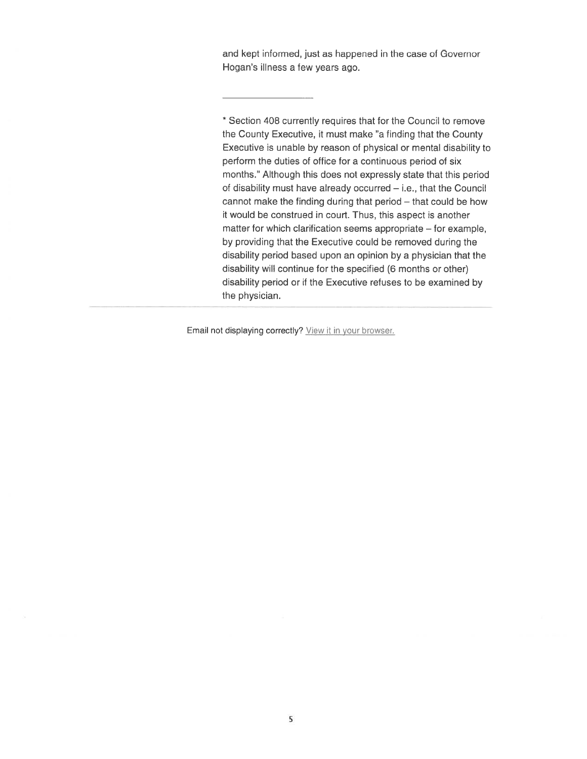and kept informed, just as happened in the case of Governor Hogan's illness a few years ago.

---

* Section 408 currently requires that for the Council to remove the County Executive, it must make "a finding that the County Executive is unable by reason of physical or mental disability to perform the duties of office for a continuous period of six months." Although this does not expressly state that this period of disability must have already occurred – i.e., that the Council cannot make the finding during that period – that could be how it would be construed in court. Thus, this aspect is another matter for which clarification seems appropriate – for example, by providing that the Executive could be removed during the disability period based upon an opinion by a physician that the disability will continue for the specified (6 months or other) disability period or if the Executive refuses to be examined by the physician.

---

Email not displaying correctly? View it in your browser.